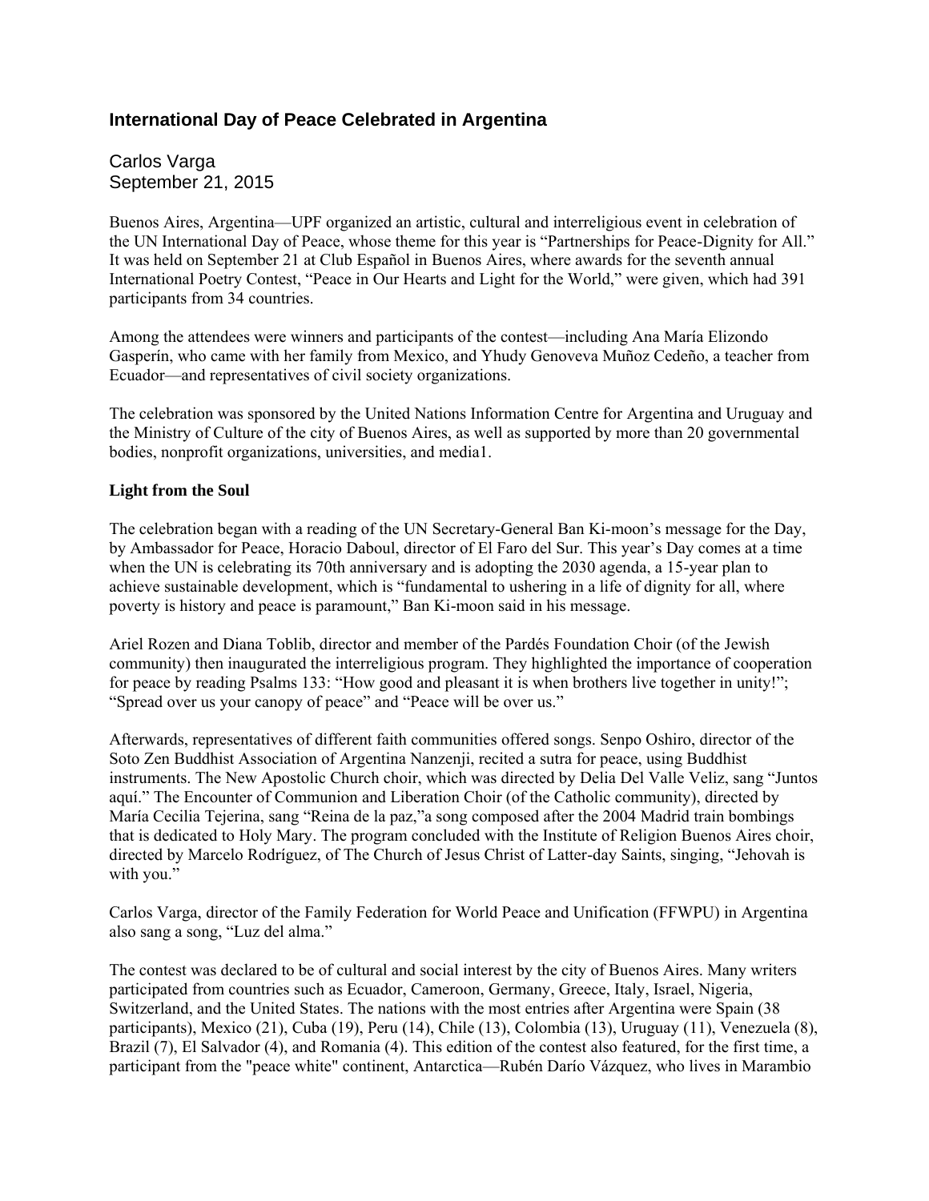# International Day of Peace Celebrated in Argentina

Carlos Varga
September 21, 2015

Buenos Aires, Argentina—UPF organized an artistic, cultural and interreligious event in celebration of the UN International Day of Peace, whose theme for this year is "Partnerships for Peace-Dignity for All." It was held on September 21 at Club Español in Buenos Aires, where awards for the seventh annual International Poetry Contest, "Peace in Our Hearts and Light for the World," were given, which had 391 participants from 34 countries.

Among the attendees were winners and participants of the contest—including Ana María Elizondo Gasperín, who came with her family from Mexico, and Yhudy Genoveva Muñoz Cedeño, a teacher from Ecuador—and representatives of civil society organizations.

The celebration was sponsored by the United Nations Information Centre for Argentina and Uruguay and the Ministry of Culture of the city of Buenos Aires, as well as supported by more than 20 governmental bodies, nonprofit organizations, universities, and media1.

**Light from the Soul**

The celebration began with a reading of the UN Secretary-General Ban Ki-moon's message for the Day, by Ambassador for Peace, Horacio Daboul, director of El Faro del Sur. This year's Day comes at a time when the UN is celebrating its 70th anniversary and is adopting the 2030 agenda, a 15-year plan to achieve sustainable development, which is "fundamental to ushering in a life of dignity for all, where poverty is history and peace is paramount," Ban Ki-moon said in his message.

Ariel Rozen and Diana Toblib, director and member of the Pardés Foundation Choir (of the Jewish community) then inaugurated the interreligious program. They highlighted the importance of cooperation for peace by reading Psalms 133: "How good and pleasant it is when brothers live together in unity!"; "Spread over us your canopy of peace" and "Peace will be over us."

Afterwards, representatives of different faith communities offered songs. Senpo Oshiro, director of the Soto Zen Buddhist Association of Argentina Nanzenji, recited a sutra for peace, using Buddhist instruments. The New Apostolic Church choir, which was directed by Delia Del Valle Veliz, sang "Juntos aquí." The Encounter of Communion and Liberation Choir (of the Catholic community), directed by María Cecilia Tejerina, sang "Reina de la paz,"a song composed after the 2004 Madrid train bombings that is dedicated to Holy Mary. The program concluded with the Institute of Religion Buenos Aires choir, directed by Marcelo Rodríguez, of The Church of Jesus Christ of Latter-day Saints, singing, "Jehovah is with you."

Carlos Varga, director of the Family Federation for World Peace and Unification (FFWPU) in Argentina also sang a song, "Luz del alma."

The contest was declared to be of cultural and social interest by the city of Buenos Aires. Many writers participated from countries such as Ecuador, Cameroon, Germany, Greece, Italy, Israel, Nigeria, Switzerland, and the United States. The nations with the most entries after Argentina were Spain (38 participants), Mexico (21), Cuba (19), Peru (14), Chile (13), Colombia (13), Uruguay (11), Venezuela (8), Brazil (7), El Salvador (4), and Romania (4). This edition of the contest also featured, for the first time, a participant from the "peace white" continent, Antarctica—Rubén Darío Vázquez, who lives in Marambio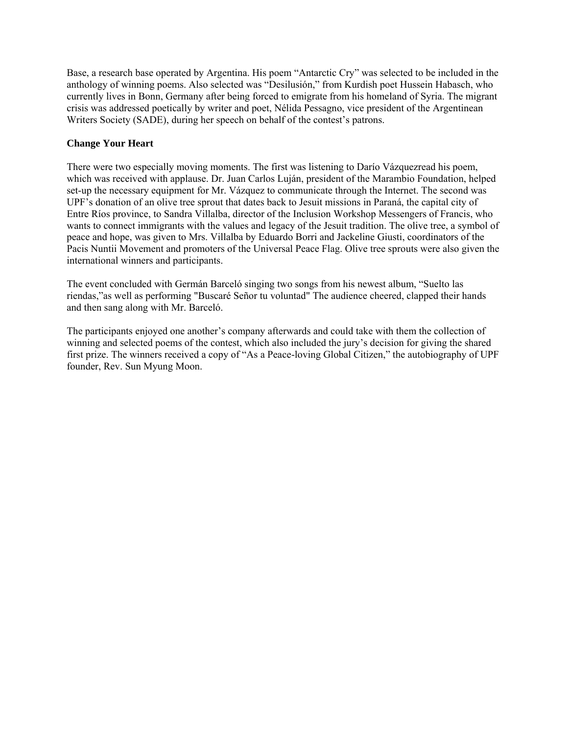Base, a research base operated by Argentina. His poem “Antarctic Cry” was selected to be included in the anthology of winning poems. Also selected was “Desilusión,” from Kurdish poet Hussein Habasch, who currently lives in Bonn, Germany after being forced to emigrate from his homeland of Syria. The migrant crisis was addressed poetically by writer and poet, Nélida Pessagno, vice president of the Argentinean Writers Society (SADE), during her speech on behalf of the contest’s patrons.

**Change Your Heart**

There were two especially moving moments. The first was listening to Darío Vázquezread his poem, which was received with applause. Dr. Juan Carlos Luján, president of the Marambio Foundation, helped set-up the necessary equipment for Mr. Vázquez to communicate through the Internet. The second was UPF’s donation of an olive tree sprout that dates back to Jesuit missions in Paraná, the capital city of Entre Ríos province, to Sandra Villalba, director of the Inclusion Workshop Messengers of Francis, who wants to connect immigrants with the values and legacy of the Jesuit tradition. The olive tree, a symbol of peace and hope, was given to Mrs. Villalba by Eduardo Borri and Jackeline Giusti, coordinators of the Pacis Nuntii Movement and promoters of the Universal Peace Flag. Olive tree sprouts were also given the international winners and participants.

The event concluded with Germán Barceló singing two songs from his newest album, “Suelto las riendas,”as well as performing "Buscaré Señor tu voluntad" The audience cheered, clapped their hands and then sang along with Mr. Barceló.

The participants enjoyed one another’s company afterwards and could take with them the collection of winning and selected poems of the contest, which also included the jury’s decision for giving the shared first prize. The winners received a copy of “As a Peace-loving Global Citizen,” the autobiography of UPF founder, Rev. Sun Myung Moon.